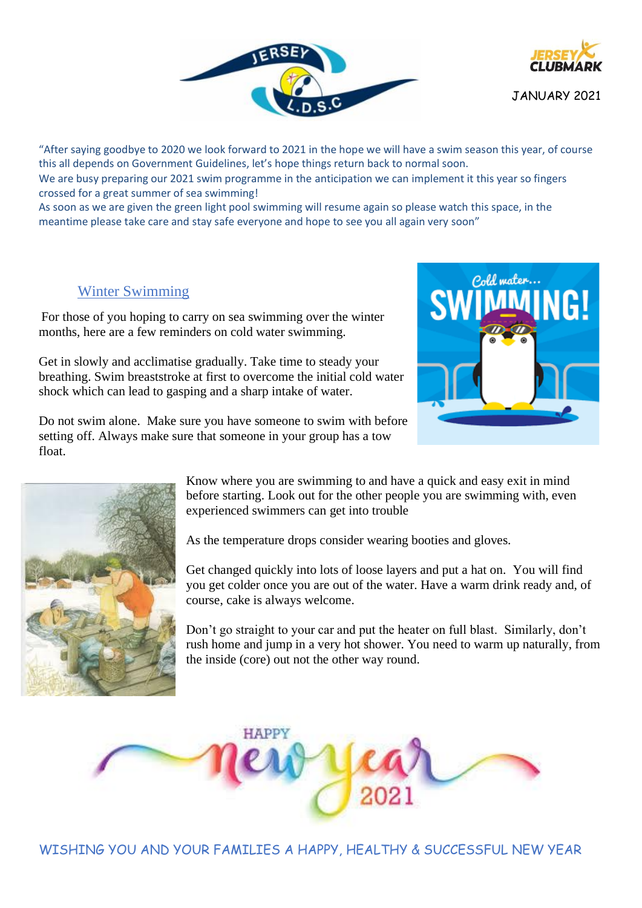JANUARY 2021

"After saying goodbye to 2020 we look forward to 2021 in the hope we will have a swim season this year, of course this all depends on Government Guidelines, let's hope things return back to normal soon.
We are busy preparing our 2021 swim programme in the anticipation we can implement it this year so fingers crossed for a great summer of sea swimming!
As soon as we are given the green light pool swimming will resume again so please watch this space, in the meantime please take care and stay safe everyone and hope to see you all again very soon"

## Winter Swimming

For those of you hoping to carry on sea swimming over the winter months, here are a few reminders on cold water swimming.

Get in slowly and acclimatise gradually. Take time to steady your breathing. Swim breaststroke at first to overcome the initial cold water shock which can lead to gasping and a sharp intake of water.

Do not swim alone. Make sure you have someone to swim with before setting off. Always make sure that someone in your group has a tow float.

Know where you are swimming to and have a quick and easy exit in mind before starting. Look out for the other people you are swimming with, even experienced swimmers can get into trouble

As the temperature drops consider wearing booties and gloves.

Get changed quickly into lots of loose layers and put a hat on. You will find you get colder once you are out of the water. Have a warm drink ready and, of course, cake is always welcome.

Don't go straight to your car and put the heater on full blast. Similarly, don't rush home and jump in a very hot shower. You need to warm up naturally, from the inside (core) out not the other way round.

WISHING YOU AND YOUR FAMILIES A HAPPY, HEALTHY & SUCCESSFUL NEW YEAR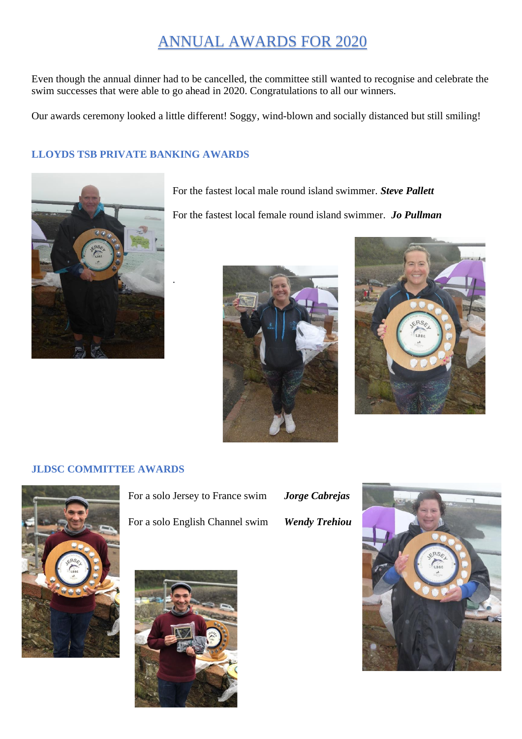# ANNUAL AWARDS FOR 2020

Even though the annual dinner had to be cancelled, the committee still wanted to recognise and celebrate the swim successes that were able to go ahead in 2020. Congratulations to all our winners.

Our awards ceremony looked a little different! Soggy, wind-blown and socially distanced but still smiling!

### LLOYDS TSB PRIVATE BANKING AWARDS

For the fastest local male round island swimmer. ***Steve Pallett***

For the fastest local female round island swimmer. ***Jo Pullman***

### JLDSC COMMITTEE AWARDS

For a solo Jersey to France swim ***Jorge Cabrejas***

For a solo English Channel swim ***Wendy Trehiou***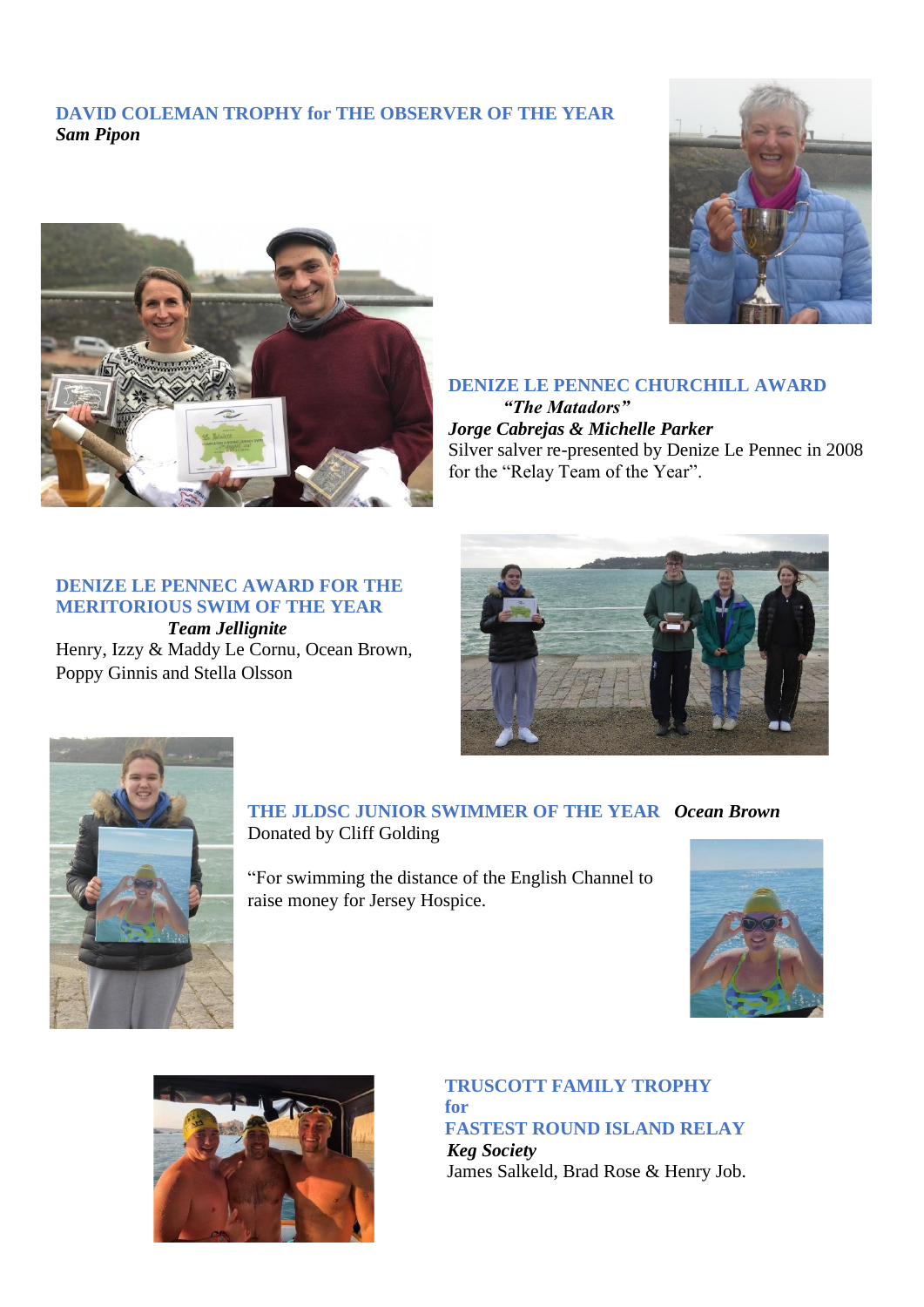**DAVID COLEMAN TROPHY for THE OBSERVER OF THE YEAR**
***Sam Pipon***

**DENIZE LE PENNEC CHURCHILL AWARD**
***"The Matadors"***
***Jorge Cabrejas & Michelle Parker***
Silver salver re-presented by Denize Le Pennec in 2008 for the "Relay Team of the Year".

**DENIZE LE PENNEC AWARD FOR THE MERITORIOUS SWIM OF THE YEAR**
***Team Jellignite***
Henry, Izzy & Maddy Le Cornu, Ocean Brown, Poppy Ginnis and Stella Olsson

**THE JLDSC JUNIOR SWIMMER OF THE YEAR** ***Ocean Brown***
Donated by Cliff Golding

"For swimming the distance of the English Channel to raise money for Jersey Hospice.

**TRUSCOTT FAMILY TROPHY for FASTEST ROUND ISLAND RELAY**
***Keg Society***
James Salkeld, Brad Rose & Henry Job.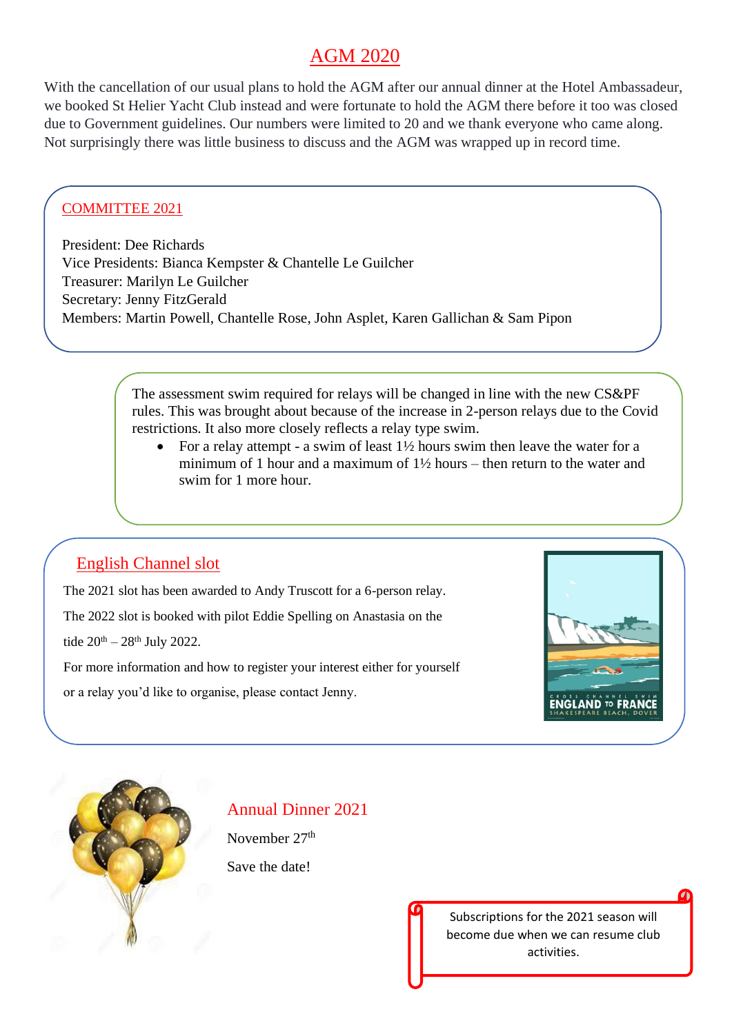# AGM 2020

With the cancellation of our usual plans to hold the AGM after our annual dinner at the Hotel Ambassadeur, we booked St Helier Yacht Club instead and were fortunate to hold the AGM there before it too was closed due to Government guidelines. Our numbers were limited to 20 and we thank everyone who came along. Not surprisingly there was little business to discuss and the AGM was wrapped up in record time.

## COMMITTEE 2021

President: Dee Richards
Vice Presidents: Bianca Kempster & Chantelle Le Guilcher
Treasurer: Marilyn Le Guilcher
Secretary: Jenny FitzGerald
Members: Martin Powell, Chantelle Rose, John Asplet, Karen Gallichan & Sam Pipon

The assessment swim required for relays will be changed in line with the new CS&PF rules. This was brought about because of the increase in 2-person relays due to the Covid restrictions. It also more closely reflects a relay type swim.

- For a relay attempt - a swim of least 1½ hours swim then leave the water for a minimum of 1 hour and a maximum of 1½ hours – then return to the water and swim for 1 more hour.

## English Channel slot

The 2021 slot has been awarded to Andy Truscott for a 6-person relay.

The 2022 slot is booked with pilot Eddie Spelling on Anastasia on the tide 20th – 28th July 2022.

For more information and how to register your interest either for yourself or a relay you'd like to organise, please contact Jenny.

## Annual Dinner 2021

November 27th

Save the date!

Subscriptions for the 2021 season will become due when we can resume club activities.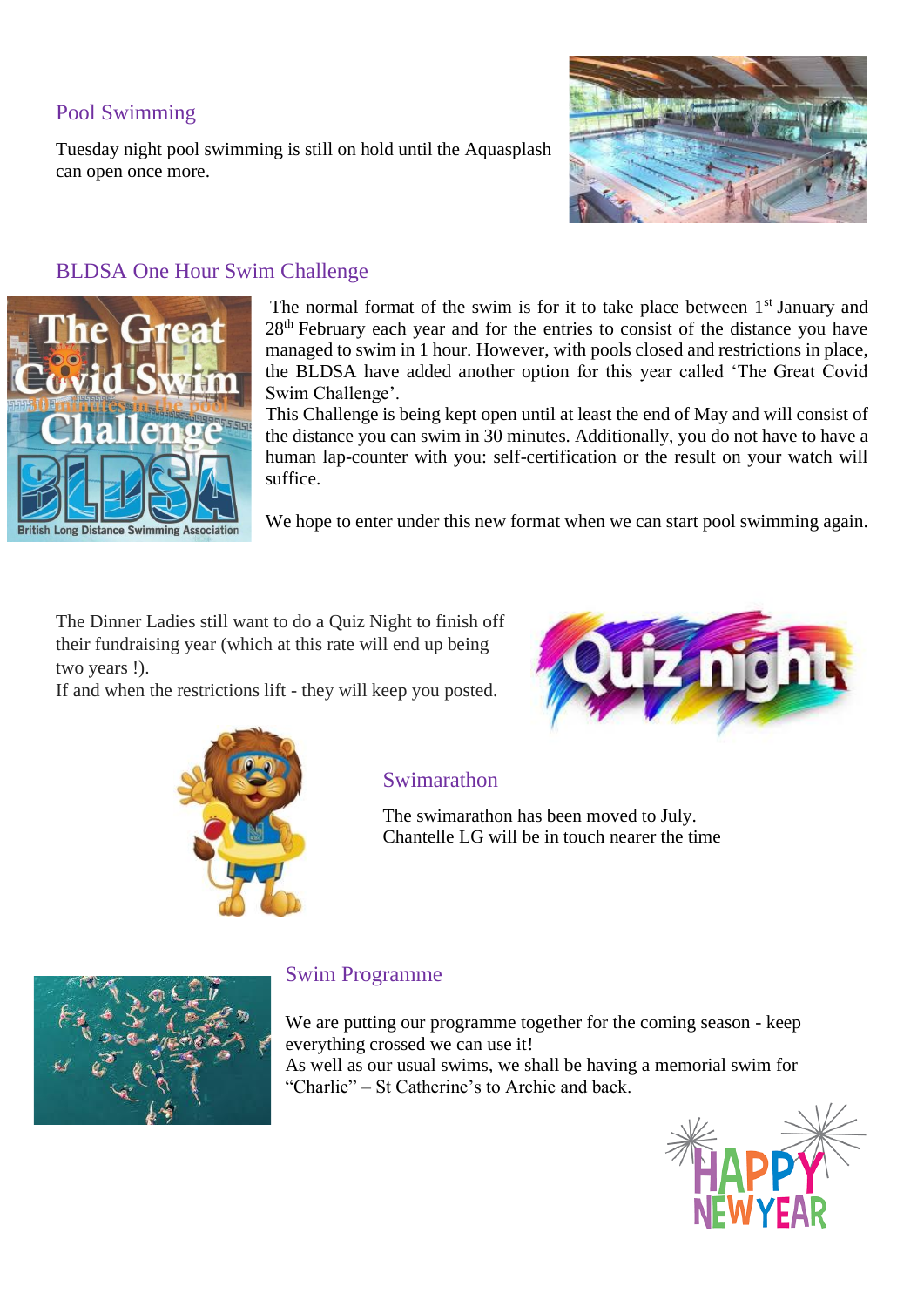## Pool Swimming

Tuesday night pool swimming is still on hold until the Aquasplash can open once more.

## BLDSA One Hour Swim Challenge

The normal format of the swim is for it to take place between 1st January and 28th February each year and for the entries to consist of the distance you have managed to swim in 1 hour. However, with pools closed and restrictions in place, the BLDSA have added another option for this year called 'The Great Covid Swim Challenge'.

This Challenge is being kept open until at least the end of May and will consist of the distance you can swim in 30 minutes. Additionally, you do not have to have a human lap-counter with you: self-certification or the result on your watch will suffice.

We hope to enter under this new format when we can start pool swimming again.

The Dinner Ladies still want to do a Quiz Night to finish off their fundraising year (which at this rate will end up being two years !).

If and when the restrictions lift - they will keep you posted.

## Swimarathon

The swimarathon has been moved to July.

Chantelle LG will be in touch nearer the time

## Swim Programme

We are putting our programme together for the coming season - keep everything crossed we can use it!

As well as our usual swims, we shall be having a memorial swim for "Charlie" – St Catherine's to Archie and back.